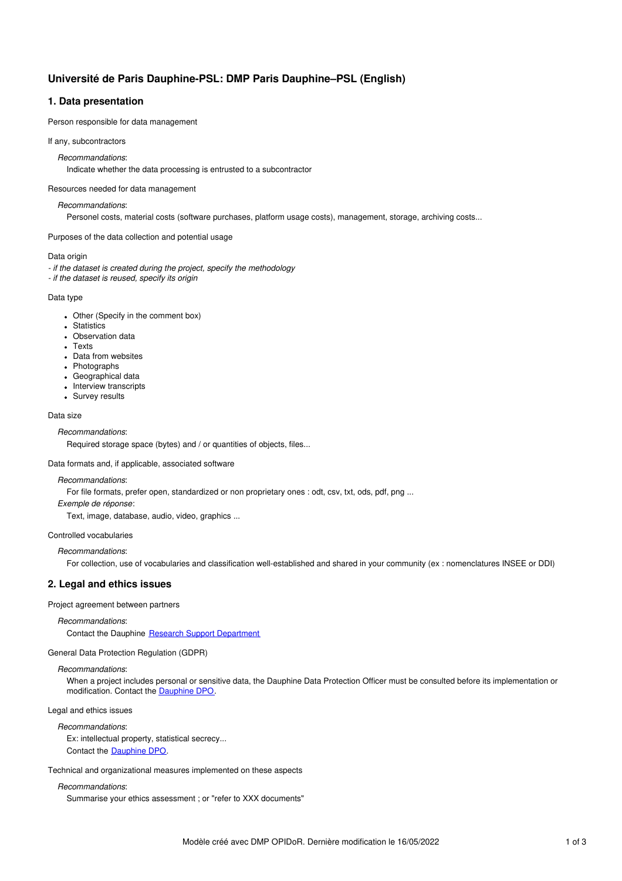# Université de Paris Dauphine-PSL: DMP Paris Dauphine–PSL (English)

## 1. Data presentation

Person responsible for data management

If any, subcontractors

*Recommandations*:

Indicate whether the data processing is entrusted to a subcontractor

Resources needed for data management

*Recommandations*:

Personel costs, material costs (software purchases, platform usage costs), management, storage, archiving costs...

Purposes of the data collection and potential usage

Data origin

*- if the dataset is created during the project, specify the methodology*
*- if the dataset is reused, specify its origin*

Data type

- Other (Specify in the comment box)
- Statistics
- Observation data
- Texts
- Data from websites
- Photographs
- Geographical data
- Interview transcripts
- Survey results

Data size

*Recommandations*:

Required storage space (bytes) and / or quantities of objects, files...

Data formats and, if applicable, associated software

*Recommandations*:

For file formats, prefer open, standardized or non proprietary ones : odt, csv, txt, ods, pdf, png ...

*Exemple de réponse*:

Text, image, database, audio, video, graphics ...

Controlled vocabularies

*Recommandations*:

For collection, use of vocabularies and classification well-established and shared in your community (ex : nomenclatures INSEE or DDI)

## 2. Legal and ethics issues

Project agreement between partners

*Recommandations*:

Contact the Dauphine [Research Support Department]

General Data Protection Regulation (GDPR)

*Recommandations*:

When a project includes personal or sensitive data, the Dauphine Data Protection Officer must be consulted before its implementation or modification. Contact the [Dauphine DPO].

Legal and ethics issues

*Recommandations*:

Ex: intellectual property, statistical secrecy...
Contact the [Dauphine DPO].

Technical and organizational measures implemented on these aspects

*Recommandations*:

Summarise your ethics assessment ; or "refer to XXX documents"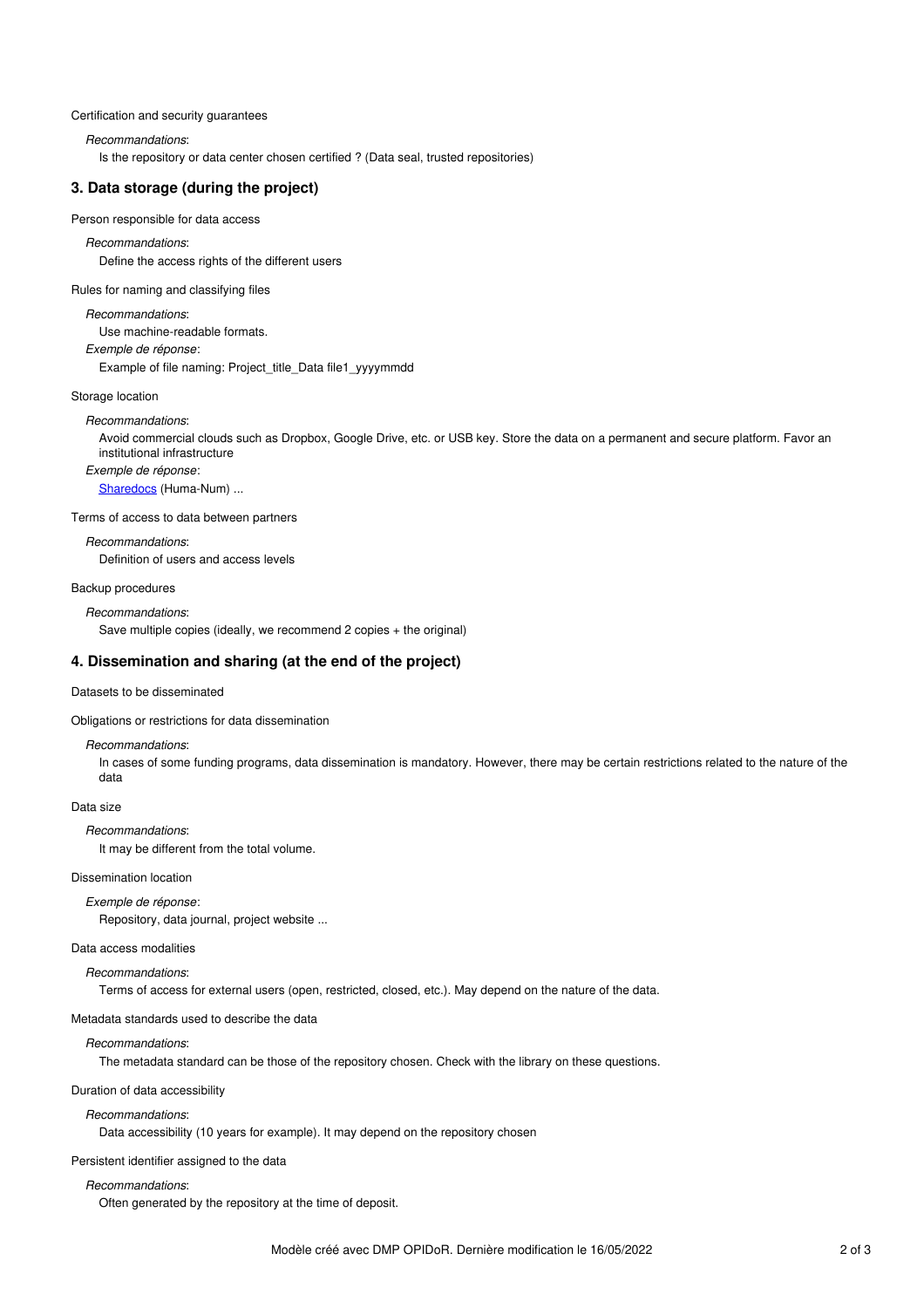Certification and security guarantees

*Recommandations*:

Is the repository or data center chosen certified ? (Data seal, trusted repositories)

## 3. Data storage (during the project)

Person responsible for data access

*Recommandations*:

Define the access rights of the different users

Rules for naming and classifying files

*Recommandations*:

Use machine-readable formats.

*Exemple de réponse*:

Example of file naming: Project_title_Data file1_yyyymmdd

Storage location

*Recommandations*:

Avoid commercial clouds such as Dropbox, Google Drive, etc. or USB key. Store the data on a permanent and secure platform. Favor an institutional infrastructure

*Exemple de réponse*:

Sharedocs (Huma-Num) ...

Terms of access to data between partners

*Recommandations*:

Definition of users and access levels

Backup procedures

*Recommandations*:

Save multiple copies (ideally, we recommend 2 copies + the original)

## 4. Dissemination and sharing (at the end of the project)

Datasets to be disseminated

Obligations or restrictions for data dissemination

*Recommandations*:

In cases of some funding programs, data dissemination is mandatory. However, there may be certain restrictions related to the nature of the data

Data size

*Recommandations*:

It may be different from the total volume.

Dissemination location

*Exemple de réponse*:

Repository, data journal, project website ...

Data access modalities

*Recommandations*:

Terms of access for external users (open, restricted, closed, etc.). May depend on the nature of the data.

Metadata standards used to describe the data

*Recommandations*:

The metadata standard can be those of the repository chosen. Check with the library on these questions.

Duration of data accessibility

*Recommandations*:

Data accessibility (10 years for example). It may depend on the repository chosen

Persistent identifier assigned to the data

*Recommandations*:

Often generated by the repository at the time of deposit.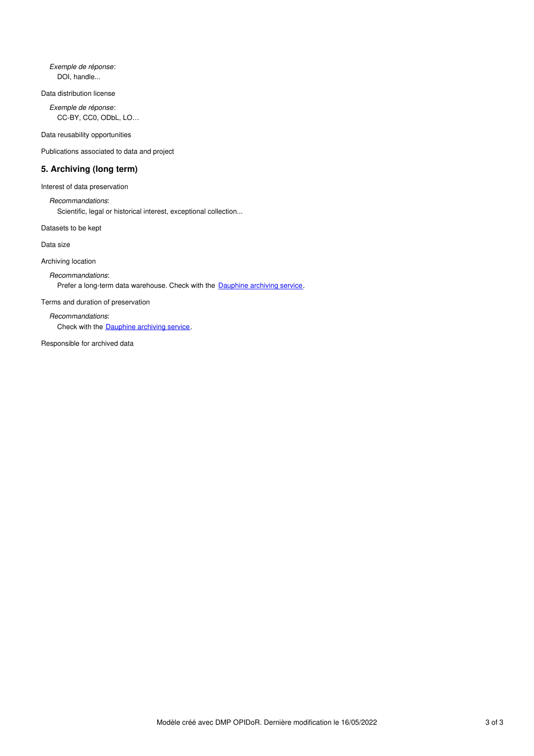*Exemple de réponse*:
DOI, handle...

Data distribution license

*Exemple de réponse*:
CC-BY, CC0, ODbL, LO…

Data reusability opportunities

Publications associated to data and project

## 5. Archiving (long term)

Interest of data preservation

*Recommandations*:
Scientific, legal or historical interest, exceptional collection...

Datasets to be kept

Data size

Archiving location

*Recommandations*:
Prefer a long-term data warehouse. Check with the Dauphine archiving service.

Terms and duration of preservation

*Recommandations*:
Check with the Dauphine archiving service.

Responsible for archived data